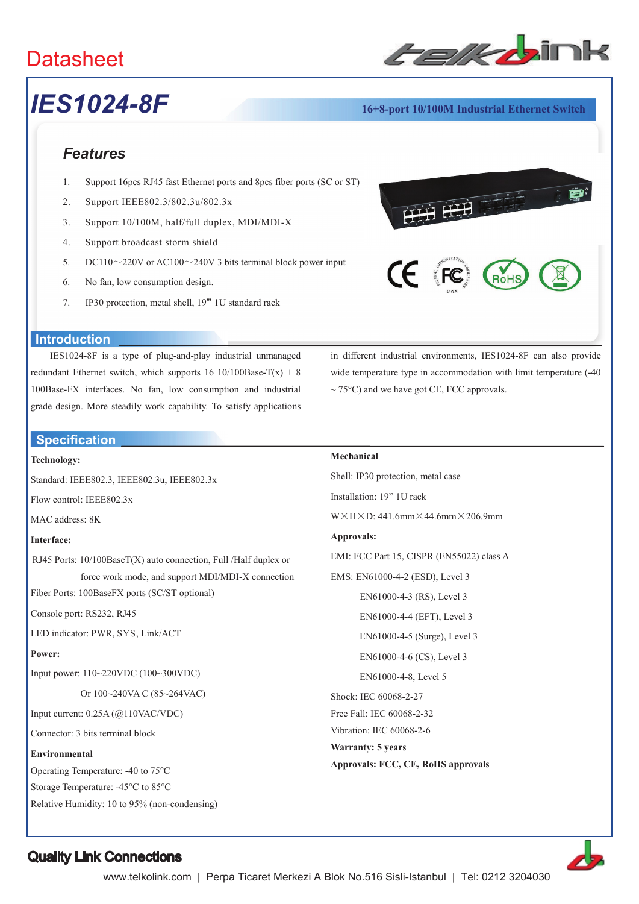Datasheet

# IES1024-8F

**16+8-port 10/100M Industrial Ethernet Switch**

## Features

1. Support 16pcs RJ45 fast Ethernet ports and 8pcs fiber ports (SC or ST)
2. Support IEEE802.3/802.3u/802.3x
3. Support 10/100M, half/full duplex, MDI/MDI-X
4. Support broadcast storm shield
5. DC110～220V or AC100～240V 3 bits terminal block power input
6. No fan, low consumption design.
7. IP30 protection, metal shell, 19"' 1U standard rack

## Introduction

IES1024-8F is a type of plug-and-play industrial unmanaged redundant Ethernet switch, which supports 16 10/100Base-T(x) + 8 100Base-FX interfaces. No fan, low consumption and industrial grade design. More steadily work capability. To satisfy applications in different industrial environments, IES1024-8F can also provide wide temperature type in accommodation with limit temperature (-40 ~ 75°C) and we have got CE, FCC approvals.

## Specification

**Technology:**

Standard: IEEE802.3, IEEE802.3u, IEEE802.3x

Flow control: IEEE802.3x

MAC address: 8K

**Interface:**

RJ45 Ports: 10/100BaseT(X) auto connection, Full /Half duplex or force work mode, and support MDI/MDI-X connection

Fiber Ports: 100BaseFX ports (SC/ST optional)

Console port: RS232, RJ45

LED indicator: PWR, SYS, Link/ACT

**Power:**

Input power: 110~220VDC (100~300VDC)

Or 100~240VA C (85~264VAC)

Input current: 0.25A (@110VAC/VDC)

Connector: 3 bits terminal block

**Environmental**

Operating Temperature: -40 to 75°C

Storage Temperature: -45°C to 85°C

Relative Humidity: 10 to 95% (non-condensing)

**Mechanical**

Shell: IP30 protection, metal case

Installation: 19" 1U rack

W×H×D: 441.6mm×44.6mm×206.9mm

**Approvals:**

EMI: FCC Part 15, CISPR (EN55022) class A

EMS: EN61000-4-2 (ESD), Level 3

EN61000-4-3 (RS), Level 3

EN61000-4-4 (EFT), Level 3

EN61000-4-5 (Surge), Level 3

EN61000-4-6 (CS), Level 3

EN61000-4-8, Level 5

Shock: IEC 60068-2-27

Free Fall: IEC 60068-2-32

Vibration: IEC 60068-2-6

**Warranty: 5 years**

**Approvals: FCC, CE, RoHS approvals**

**Quality Link Connections**

www.telkolink.com | Perpa Ticaret Merkezi A Blok No.516 Sisli-Istanbul | Tel: 0212 3204030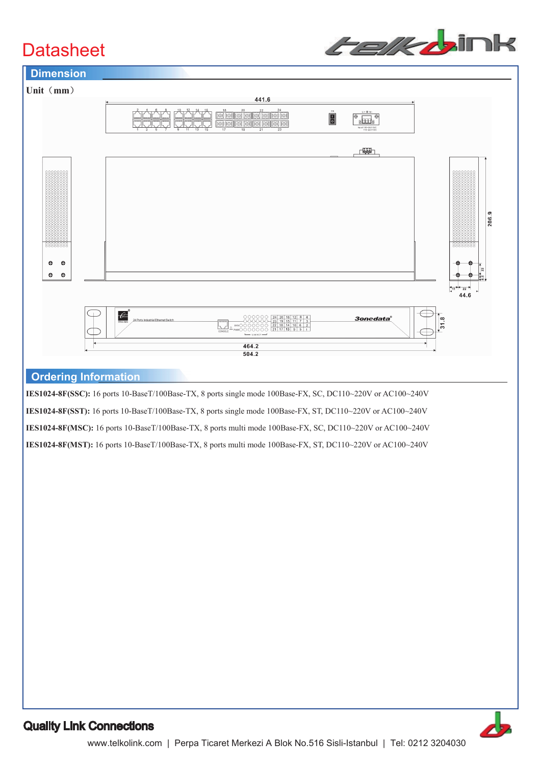## Dimension

Unit（mm）

441.6

206.9

44.6

31.8

464.2

504.2

## Ordering Information

**IES1024-8F(SSC):** 16 ports 10-BaseT/100Base-TX, 8 ports single mode 100Base-FX, SC, DC110~220V or AC100~240V

**IES1024-8F(SST):** 16 ports 10-BaseT/100Base-TX, 8 ports single mode 100Base-FX, ST, DC110~220V or AC100~240V

**IES1024-8F(MSC):** 16 ports 10-BaseT/100Base-TX, 8 ports multi mode 100Base-FX, SC, DC110~220V or AC100~240V

**IES1024-8F(MST):** 16 ports 10-BaseT/100Base-TX, 8 ports multi mode 100Base-FX, ST, DC110~220V or AC100~240V